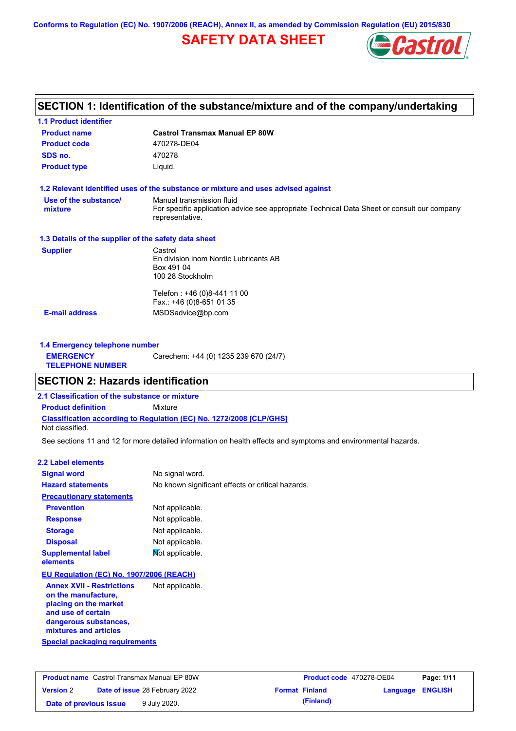Conforms to Regulation (EC) No. 1907/2006 (REACH), Annex II, as amended by Commission Regulation (EU) 2015/830

# SAFETY DATA SHEET

## SECTION 1: Identification of the substance/mixture and of the company/undertaking

### 1.1 Product identifier

| | |
|---|---|
| **Product name** | **Castrol Transmax Manual EP 80W** |
| **Product code** | 470278-DE04 |
| **SDS no.** | 470278 |
| **Product type** | Liquid. |

### 1.2 Relevant identified uses of the substance or mixture and uses advised against

| | |
|---|---|
| **Use of the substance/ mixture** | Manual transmission fluid<br>For specific application advice see appropriate Technical Data Sheet or consult our company representative. |

### 1.3 Details of the supplier of the safety data sheet

| | |
|---|---|
| **Supplier** | Castrol<br>En division inom Nordic Lubricants AB<br>Box 491 04<br>100 28 Stockholm<br><br>Telefon : +46 (0)8-441 11 00<br>Fax.: +46 (0)8-651 01 35 |
| **E-mail address** | MSDSadvice@bp.com |

### 1.4 Emergency telephone number

| | |
|---|---|
| **EMERGENCY TELEPHONE NUMBER** | Carechem: +44 (0) 1235 239 670 (24/7) |

## SECTION 2: Hazards identification

### 2.1 Classification of the substance or mixture

**Product definition** Mixture

**Classification according to Regulation (EC) No. 1272/2008 [CLP/GHS]**

Not classified.

See sections 11 and 12 for more detailed information on health effects and symptoms and environmental hazards.

### 2.2 Label elements

| | |
|---|---|
| **Signal word** | No signal word. |
| **Hazard statements** | No known significant effects or critical hazards. |
| **Precautionary statements** | |
| **Prevention** | Not applicable. |
| **Response** | Not applicable. |
| **Storage** | Not applicable. |
| **Disposal** | Not applicable. |
| **Supplemental label elements** | Not applicable. |

**EU Regulation (EC) No. 1907/2006 (REACH)**

| | |
|---|---|
| **Annex XVII - Restrictions on the manufacture, placing on the market and use of certain dangerous substances, mixtures and articles** | Not applicable. |

**Special packaging requirements**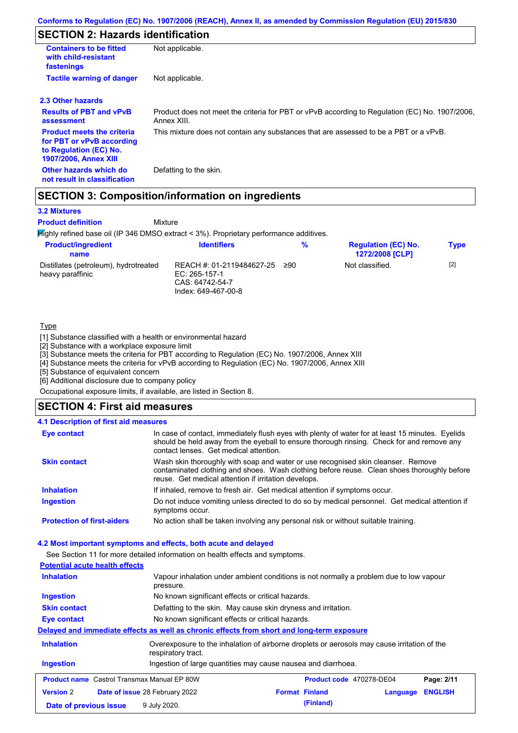## SECTION 2: Hazards identification

| | |
|---|---|
| **Containers to be fitted with child-resistant fastenings** | Not applicable. |
| **Tactile warning of danger** | Not applicable. |

### 2.3 Other hazards

| | |
|---|---|
| **Results of PBT and vPvB assessment** | Product does not meet the criteria for PBT or vPvB according to Regulation (EC) No. 1907/2006, Annex XIII. |
| **Product meets the criteria for PBT or vPvB according to Regulation (EC) No. 1907/2006, Annex XIII** | This mixture does not contain any substances that are assessed to be a PBT or a vPvB. |
| **Other hazards which do not result in classification** | Defatting to the skin. |

## SECTION 3: Composition/information on ingredients

### 3.2 Mixtures

**Product definition** Mixture

Highly refined base oil (IP 346 DMSO extract < 3%). Proprietary performance additives.

| Product/ingredient name | Identifiers | % | Regulation (EC) No. 1272/2008 [CLP] | Type |
|---|---|---|---|---|
| Distillates (petroleum), hydrotreated heavy paraffinic | REACH #: 01-2119484627-25<br>EC: 265-157-1<br>CAS: 64742-54-7<br>Index: 649-467-00-8 | ≥90 | Not classified. | [2] |

Type

[1] Substance classified with a health or environmental hazard
[2] Substance with a workplace exposure limit
[3] Substance meets the criteria for PBT according to Regulation (EC) No. 1907/2006, Annex XIII
[4] Substance meets the criteria for vPvB according to Regulation (EC) No. 1907/2006, Annex XIII
[5] Substance of equivalent concern
[6] Additional disclosure due to company policy

Occupational exposure limits, if available, are listed in Section 8.

## SECTION 4: First aid measures

### 4.1 Description of first aid measures

| | |
|---|---|
| **Eye contact** | In case of contact, immediately flush eyes with plenty of water for at least 15 minutes. Eyelids should be held away from the eyeball to ensure thorough rinsing. Check for and remove any contact lenses. Get medical attention. |
| **Skin contact** | Wash skin thoroughly with soap and water or use recognised skin cleanser. Remove contaminated clothing and shoes. Wash clothing before reuse. Clean shoes thoroughly before reuse. Get medical attention if irritation develops. |
| **Inhalation** | If inhaled, remove to fresh air. Get medical attention if symptoms occur. |
| **Ingestion** | Do not induce vomiting unless directed to do so by medical personnel. Get medical attention if symptoms occur. |
| **Protection of first-aiders** | No action shall be taken involving any personal risk or without suitable training. |

### 4.2 Most important symptoms and effects, both acute and delayed

See Section 11 for more detailed information on health effects and symptoms.

**Potential acute health effects**

| | |
|---|---|
| **Inhalation** | Vapour inhalation under ambient conditions is not normally a problem due to low vapour pressure. |
| **Ingestion** | No known significant effects or critical hazards. |
| **Skin contact** | Defatting to the skin. May cause skin dryness and irritation. |
| **Eye contact** | No known significant effects or critical hazards. |

**Delayed and immediate effects as well as chronic effects from short and long-term exposure**

| | |
|---|---|
| **Inhalation** | Overexposure to the inhalation of airborne droplets or aerosols may cause irritation of the respiratory tract. |
| **Ingestion** | Ingestion of large quantities may cause nausea and diarrhoea. |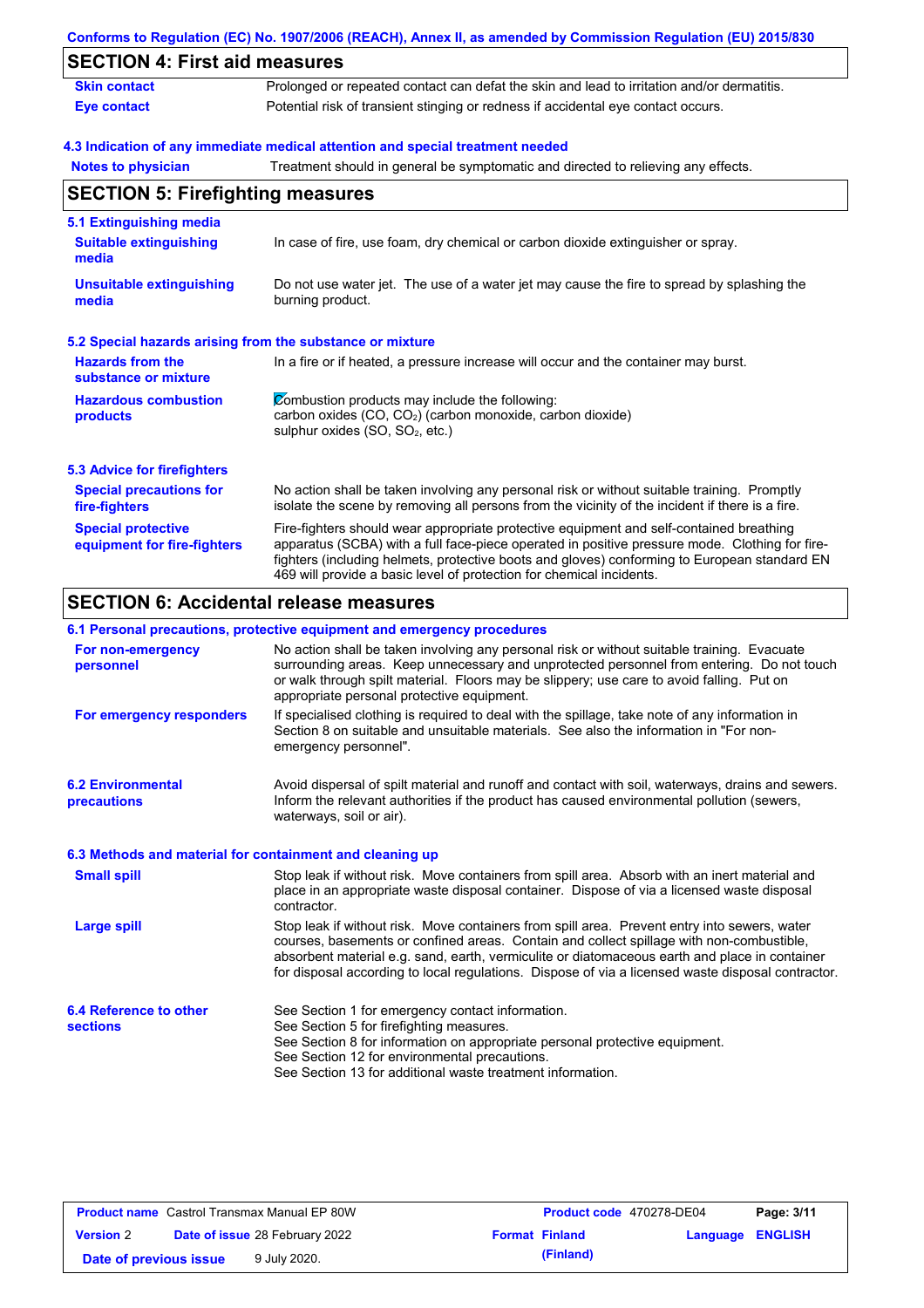## SECTION 4: First aid measures

| | |
|---|---|
| **Skin contact** | Prolonged or repeated contact can defat the skin and lead to irritation and/or dermatitis. |
| **Eye contact** | Potential risk of transient stinging or redness if accidental eye contact occurs. |

### 4.3 Indication of any immediate medical attention and special treatment needed

| | |
|---|---|
| **Notes to physician** | Treatment should in general be symptomatic and directed to relieving any effects. |

## SECTION 5: Firefighting measures

### 5.1 Extinguishing media

| | |
|---|---|
| **Suitable extinguishing media** | In case of fire, use foam, dry chemical or carbon dioxide extinguisher or spray. |
| **Unsuitable extinguishing media** | Do not use water jet. The use of a water jet may cause the fire to spread by splashing the burning product. |

### 5.2 Special hazards arising from the substance or mixture

| | |
|---|---|
| **Hazards from the substance or mixture** | In a fire or if heated, a pressure increase will occur and the container may burst. |
| **Hazardous combustion products** | Combustion products may include the following: carbon oxides (CO, $CO_2$) (carbon monoxide, carbon dioxide) sulphur oxides (SO, $SO_2$, etc.) |

### 5.3 Advice for firefighters

| | |
|---|---|
| **Special precautions for fire-fighters** | No action shall be taken involving any personal risk or without suitable training. Promptly isolate the scene by removing all persons from the vicinity of the incident if there is a fire. |
| **Special protective equipment for fire-fighters** | Fire-fighters should wear appropriate protective equipment and self-contained breathing apparatus (SCBA) with a full face-piece operated in positive pressure mode. Clothing for fire-fighters (including helmets, protective boots and gloves) conforming to European standard EN 469 will provide a basic level of protection for chemical incidents. |

## SECTION 6: Accidental release measures

### 6.1 Personal precautions, protective equipment and emergency procedures

| | |
|---|---|
| **For non-emergency personnel** | No action shall be taken involving any personal risk or without suitable training. Evacuate surrounding areas. Keep unnecessary and unprotected personnel from entering. Do not touch or walk through spilt material. Floors may be slippery; use care to avoid falling. Put on appropriate personal protective equipment. |
| **For emergency responders** | If specialised clothing is required to deal with the spillage, take note of any information in Section 8 on suitable and unsuitable materials. See also the information in "For non-emergency personnel". |

| | |
|---|---|
| **6.2 Environmental precautions** | Avoid dispersal of spilt material and runoff and contact with soil, waterways, drains and sewers. Inform the relevant authorities if the product has caused environmental pollution (sewers, waterways, soil or air). |

### 6.3 Methods and material for containment and cleaning up

| | |
|---|---|
| **Small spill** | Stop leak if without risk. Move containers from spill area. Absorb with an inert material and place in an appropriate waste disposal container. Dispose of via a licensed waste disposal contractor. |
| **Large spill** | Stop leak if without risk. Move containers from spill area. Prevent entry into sewers, water courses, basements or confined areas. Contain and collect spillage with non-combustible, absorbent material e.g. sand, earth, vermiculite or diatomaceous earth and place in container for disposal according to local regulations. Dispose of via a licensed waste disposal contractor. |

| | |
|---|---|
| **6.4 Reference to other sections** | See Section 1 for emergency contact information. See Section 5 for firefighting measures. See Section 8 for information on appropriate personal protective equipment. See Section 12 for environmental precautions. See Section 13 for additional waste treatment information. |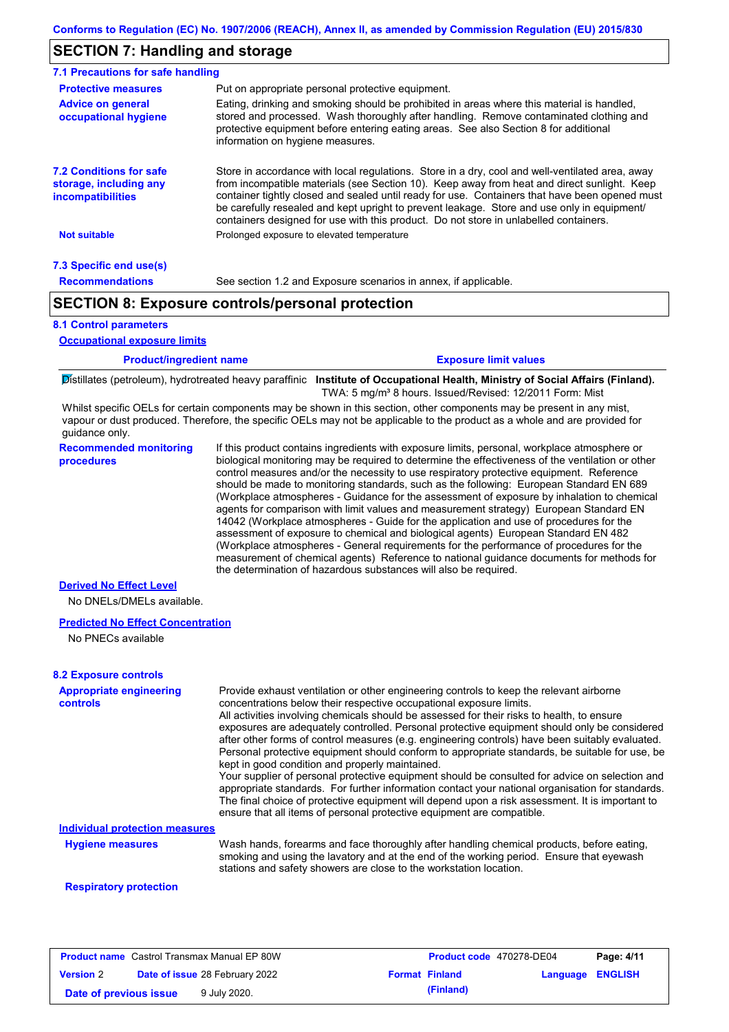## SECTION 7: Handling and storage

### 7.1 Precautions for safe handling

**Protective measures**
Put on appropriate personal protective equipment.

**Advice on general occupational hygiene**
Eating, drinking and smoking should be prohibited in areas where this material is handled, stored and processed. Wash thoroughly after handling. Remove contaminated clothing and protective equipment before entering eating areas. See also Section 8 for additional information on hygiene measures.

### 7.2 Conditions for safe storage, including any incompatibilities

Store in accordance with local regulations. Store in a dry, cool and well-ventilated area, away from incompatible materials (see Section 10). Keep away from heat and direct sunlight. Keep container tightly closed and sealed until ready for use. Containers that have been opened must be carefully resealed and kept upright to prevent leakage. Store and use only in equipment/ containers designed for use with this product. Do not store in unlabelled containers.

**Not suitable**
Prolonged exposure to elevated temperature

### 7.3 Specific end use(s)

**Recommendations**
See section 1.2 and Exposure scenarios in annex, if applicable.

## SECTION 8: Exposure controls/personal protection

### 8.1 Control parameters

**Occupational exposure limits**

| Product/ingredient name | Exposure limit values |
|---|---|
| Distillates (petroleum), hydrotreated heavy paraffinic | **Institute of Occupational Health, Ministry of Social Affairs (Finland).** TWA: 5 mg/m³ 8 hours. Issued/Revised: 12/2011 Form: Mist |

Whilst specific OELs for certain components may be shown in this section, other components may be present in any mist, vapour or dust produced. Therefore, the specific OELs may not be applicable to the product as a whole and are provided for guidance only.

**Recommended monitoring procedures**
If this product contains ingredients with exposure limits, personal, workplace atmosphere or biological monitoring may be required to determine the effectiveness of the ventilation or other control measures and/or the necessity to use respiratory protective equipment. Reference should be made to monitoring standards, such as the following: European Standard EN 689 (Workplace atmospheres - Guidance for the assessment of exposure by inhalation to chemical agents for comparison with limit values and measurement strategy) European Standard EN 14042 (Workplace atmospheres - Guide for the application and use of procedures for the assessment of exposure to chemical and biological agents) European Standard EN 482 (Workplace atmospheres - General requirements for the performance of procedures for the measurement of chemical agents) Reference to national guidance documents for methods for the determination of hazardous substances will also be required.

**Derived No Effect Level**

No DNELs/DMELs available.

**Predicted No Effect Concentration**

No PNECs available

### 8.2 Exposure controls

**Appropriate engineering controls**
Provide exhaust ventilation or other engineering controls to keep the relevant airborne concentrations below their respective occupational exposure limits.
All activities involving chemicals should be assessed for their risks to health, to ensure exposures are adequately controlled. Personal protective equipment should only be considered after other forms of control measures (e.g. engineering controls) have been suitably evaluated. Personal protective equipment should conform to appropriate standards, be suitable for use, be kept in good condition and properly maintained.
Your supplier of personal protective equipment should be consulted for advice on selection and appropriate standards. For further information contact your national organisation for standards.
The final choice of protective equipment will depend upon a risk assessment. It is important to ensure that all items of personal protective equipment are compatible.

**Individual protection measures**

**Hygiene measures**
Wash hands, forearms and face thoroughly after handling chemical products, before eating, smoking and using the lavatory and at the end of the working period. Ensure that eyewash stations and safety showers are close to the workstation location.

**Respiratory protection**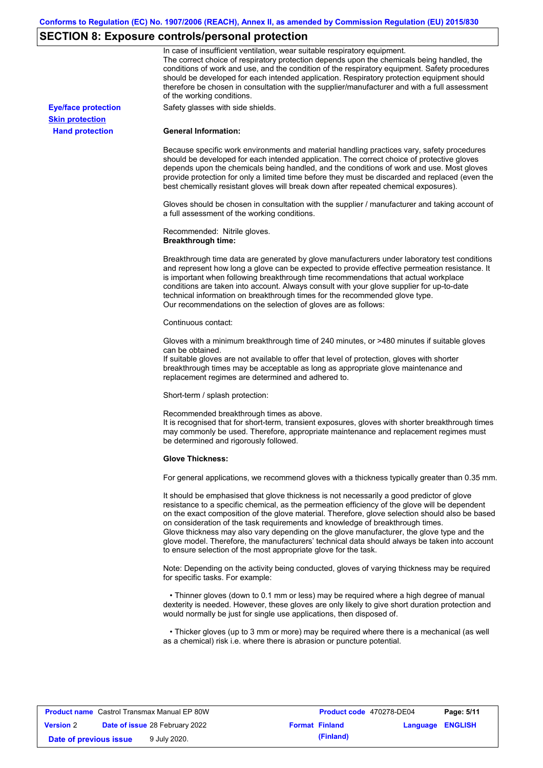## SECTION 8: Exposure controls/personal protection

In case of insufficient ventilation, wear suitable respiratory equipment.
The correct choice of respiratory protection depends upon the chemicals being handled, the conditions of work and use, and the condition of the respiratory equipment. Safety procedures should be developed for each intended application. Respiratory protection equipment should therefore be chosen in consultation with the supplier/manufacturer and with a full assessment of the working conditions.

**Eye/face protection**

Safety glasses with side shields.

**Skin protection**

**Hand protection**

**General Information:**

Because specific work environments and material handling practices vary, safety procedures should be developed for each intended application. The correct choice of protective gloves depends upon the chemicals being handled, and the conditions of work and use. Most gloves provide protection for only a limited time before they must be discarded and replaced (even the best chemically resistant gloves will break down after repeated chemical exposures).

Gloves should be chosen in consultation with the supplier / manufacturer and taking account of a full assessment of the working conditions.

Recommended: Nitrile gloves.
**Breakthrough time:**

Breakthrough time data are generated by glove manufacturers under laboratory test conditions and represent how long a glove can be expected to provide effective permeation resistance. It is important when following breakthrough time recommendations that actual workplace conditions are taken into account. Always consult with your glove supplier for up-to-date technical information on breakthrough times for the recommended glove type.
Our recommendations on the selection of gloves are as follows:

Continuous contact:

Gloves with a minimum breakthrough time of 240 minutes, or >480 minutes if suitable gloves can be obtained.
If suitable gloves are not available to offer that level of protection, gloves with shorter breakthrough times may be acceptable as long as appropriate glove maintenance and replacement regimes are determined and adhered to.

Short-term / splash protection:

Recommended breakthrough times as above.
It is recognised that for short-term, transient exposures, gloves with shorter breakthrough times may commonly be used. Therefore, appropriate maintenance and replacement regimes must be determined and rigorously followed.

**Glove Thickness:**

For general applications, we recommend gloves with a thickness typically greater than 0.35 mm.

It should be emphasised that glove thickness is not necessarily a good predictor of glove resistance to a specific chemical, as the permeation efficiency of the glove will be dependent on the exact composition of the glove material. Therefore, glove selection should also be based on consideration of the task requirements and knowledge of breakthrough times.
Glove thickness may also vary depending on the glove manufacturer, the glove type and the glove model. Therefore, the manufacturers' technical data should always be taken into account to ensure selection of the most appropriate glove for the task.

Note: Depending on the activity being conducted, gloves of varying thickness may be required for specific tasks. For example:

- Thinner gloves (down to 0.1 mm or less) may be required where a high degree of manual dexterity is needed. However, these gloves are only likely to give short duration protection and would normally be just for single use applications, then disposed of.

- Thicker gloves (up to 3 mm or more) may be required where there is a mechanical (as well as a chemical) risk i.e. where there is abrasion or puncture potential.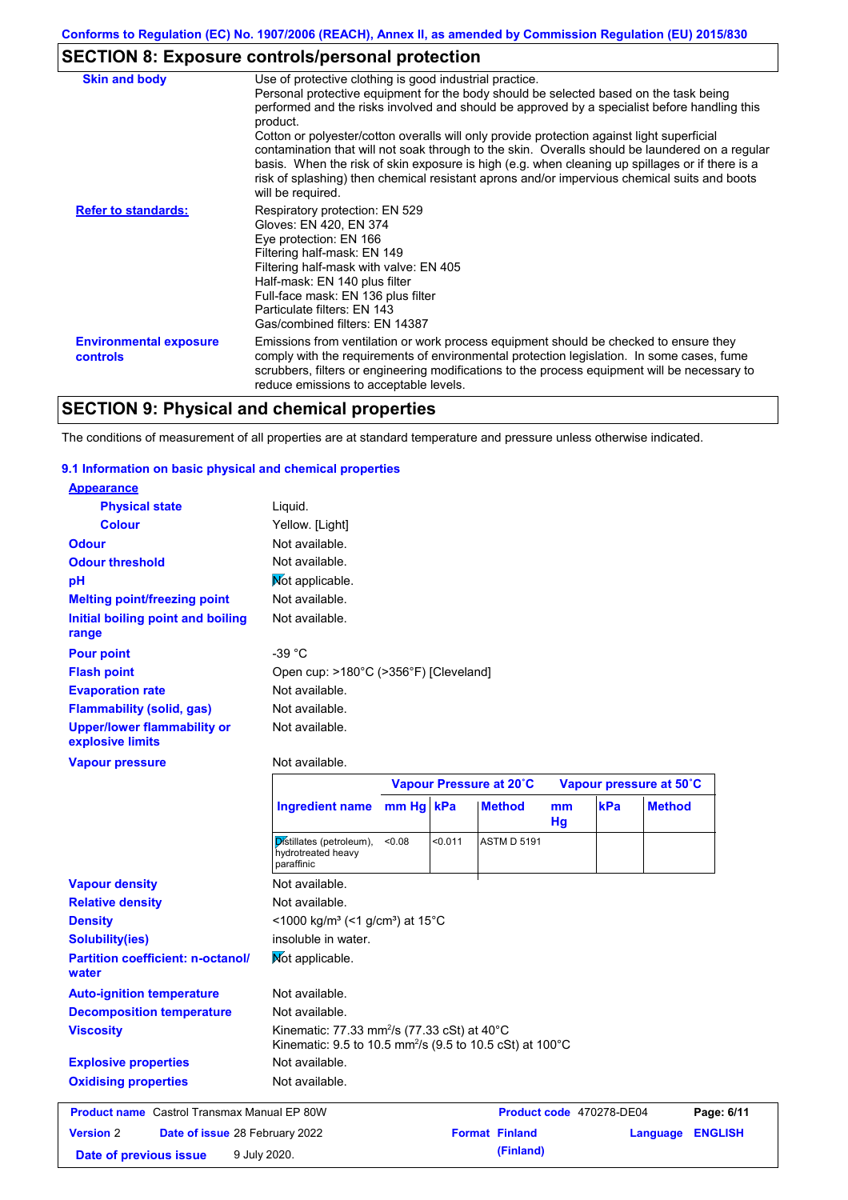Conforms to Regulation (EC) No. 1907/2006 (REACH), Annex II, as amended by Commission Regulation (EU) 2015/830

## SECTION 8: Exposure controls/personal protection

| | |
|---|---|
| **Skin and body** | Use of protective clothing is good industrial practice. Personal protective equipment for the body should be selected based on the task being performed and the risks involved and should be approved by a specialist before handling this product. Cotton or polyester/cotton overalls will only provide protection against light superficial contamination that will not soak through to the skin. Overalls should be laundered on a regular basis. When the risk of skin exposure is high (e.g. when cleaning up spillages or if there is a risk of splashing) then chemical resistant aprons and/or impervious chemical suits and boots will be required. |
| **Refer to standards:** | Respiratory protection: EN 529<br>Gloves: EN 420, EN 374<br>Eye protection: EN 166<br>Filtering half-mask: EN 149<br>Filtering half-mask with valve: EN 405<br>Half-mask: EN 140 plus filter<br>Full-face mask: EN 136 plus filter<br>Particulate filters: EN 143<br>Gas/combined filters: EN 14387 |
| **Environmental exposure controls** | Emissions from ventilation or work process equipment should be checked to ensure they comply with the requirements of environmental protection legislation. In some cases, fume scrubbers, filters or engineering modifications to the process equipment will be necessary to reduce emissions to acceptable levels. |

## SECTION 9: Physical and chemical properties

The conditions of measurement of all properties are at standard temperature and pressure unless otherwise indicated.

### 9.1 Information on basic physical and chemical properties

**Appearance**

| | |
|---|---|
| **Physical state** | Liquid. |
| **Colour** | Yellow. [Light] |
| **Odour** | Not available. |
| **Odour threshold** | Not available. |
| **pH** | Not applicable. |
| **Melting point/freezing point** | Not available. |
| **Initial boiling point and boiling range** | Not available. |
| **Pour point** | -39 °C |
| **Flash point** | Open cup: >180°C (>356°F) [Cleveland] |
| **Evaporation rate** | Not available. |
| **Flammability (solid, gas)** | Not available. |
| **Upper/lower flammability or explosive limits** | Not available. |
| **Vapour pressure** | Not available. |

| | Vapour Pressure at 20˚C | | | Vapour pressure at 50˚C | | |
|---|---|---|---|---|---|---|
| **Ingredient name** | **mm Hg** | **kPa** | **Method** | **mm Hg** | **kPa** | **Method** |
| Distillates (petroleum), hydrotreated heavy paraffinic | <0.08 | <0.011 | ASTM D 5191 | | | |

| | |
|---|---|
| **Vapour density** | Not available. |
| **Relative density** | Not available. |
| **Density** | <1000 kg/m³ (<1 g/cm³) at 15°C |
| **Solubility(ies)** | insoluble in water. |
| **Partition coefficient: n-octanol/water** | Not applicable. |
| **Auto-ignition temperature** | Not available. |
| **Decomposition temperature** | Not available. |
| **Viscosity** | Kinematic: 77.33 mm$^2$/s (77.33 cSt) at 40°C<br>Kinematic: 9.5 to 10.5 mm$^2$/s (9.5 to 10.5 cSt) at 100°C |
| **Explosive properties** | Not available. |
| **Oxidising properties** | Not available. |

| | | | |
|---|---|---|---|
| **Product name** Castrol Transmax Manual EP 80W | | **Product code** 470278-DE04 | |
| **Version** 2 | **Date of issue** 28 February 2022 | **Format** Finland (Finland) | **Language** ENGLISH |
| **Date of previous issue** 9 July 2020. | | | |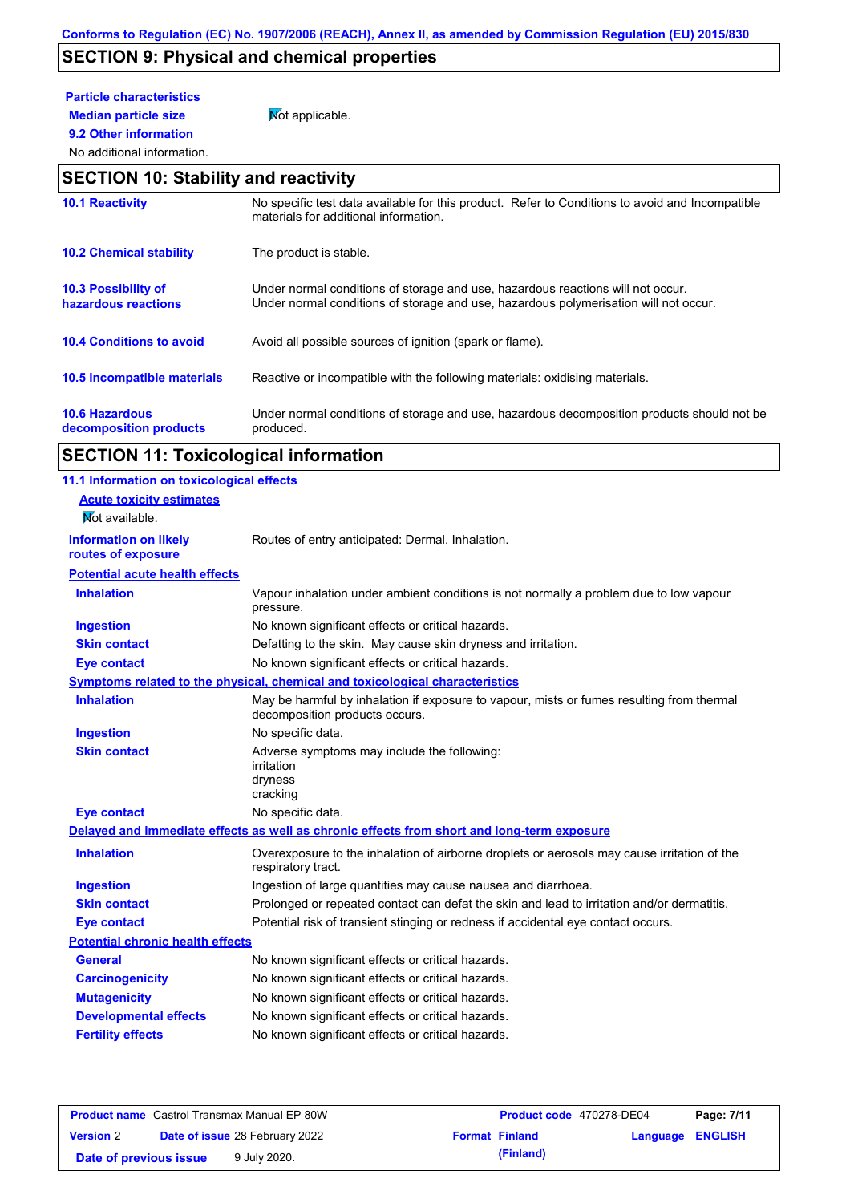Conforms to Regulation (EC) No. 1907/2006 (REACH), Annex II, as amended by Commission Regulation (EU) 2015/830

## SECTION 9: Physical and chemical properties

**Particle characteristics**

| | |
|---|---|
| **Median particle size** | Not applicable. |

**9.2 Other information**

No additional information.

## SECTION 10: Stability and reactivity

| | |
|---|---|
| **10.1 Reactivity** | No specific test data available for this product. Refer to Conditions to avoid and Incompatible materials for additional information. |
| **10.2 Chemical stability** | The product is stable. |
| **10.3 Possibility of hazardous reactions** | Under normal conditions of storage and use, hazardous reactions will not occur. Under normal conditions of storage and use, hazardous polymerisation will not occur. |
| **10.4 Conditions to avoid** | Avoid all possible sources of ignition (spark or flame). |
| **10.5 Incompatible materials** | Reactive or incompatible with the following materials: oxidising materials. |
| **10.6 Hazardous decomposition products** | Under normal conditions of storage and use, hazardous decomposition products should not be produced. |

## SECTION 11: Toxicological information

### 11.1 Information on toxicological effects

**Acute toxicity estimates**

Not available.

| | |
|---|---|
| **Information on likely routes of exposure** | Routes of entry anticipated: Dermal, Inhalation. |

**Potential acute health effects**

| | |
|---|---|
| **Inhalation** | Vapour inhalation under ambient conditions is not normally a problem due to low vapour pressure. |
| **Ingestion** | No known significant effects or critical hazards. |
| **Skin contact** | Defatting to the skin. May cause skin dryness and irritation. |
| **Eye contact** | No known significant effects or critical hazards. |

**Symptoms related to the physical, chemical and toxicological characteristics**

| | |
|---|---|
| **Inhalation** | May be harmful by inhalation if exposure to vapour, mists or fumes resulting from thermal decomposition products occurs. |
| **Ingestion** | No specific data. |
| **Skin contact** | Adverse symptoms may include the following:<br>irritation<br>dryness<br>cracking |
| **Eye contact** | No specific data. |

**Delayed and immediate effects as well as chronic effects from short and long-term exposure**

| | |
|---|---|
| **Inhalation** | Overexposure to the inhalation of airborne droplets or aerosols may cause irritation of the respiratory tract. |
| **Ingestion** | Ingestion of large quantities may cause nausea and diarrhoea. |
| **Skin contact** | Prolonged or repeated contact can defat the skin and lead to irritation and/or dermatitis. |
| **Eye contact** | Potential risk of transient stinging or redness if accidental eye contact occurs. |

**Potential chronic health effects**

| | |
|---|---|
| **General** | No known significant effects or critical hazards. |
| **Carcinogenicity** | No known significant effects or critical hazards. |
| **Mutagenicity** | No known significant effects or critical hazards. |
| **Developmental effects** | No known significant effects or critical hazards. |
| **Fertility effects** | No known significant effects or critical hazards. |

| | | | |
|---|---|---|---|
| **Product name** Castrol Transmax Manual EP 80W | | **Product code** 470278-DE04 | |
| **Version** 2 | **Date of issue** 28 February 2022 | **Format** Finland (Finland) | **Language** ENGLISH |
| **Date of previous issue** 9 July 2020. | | | |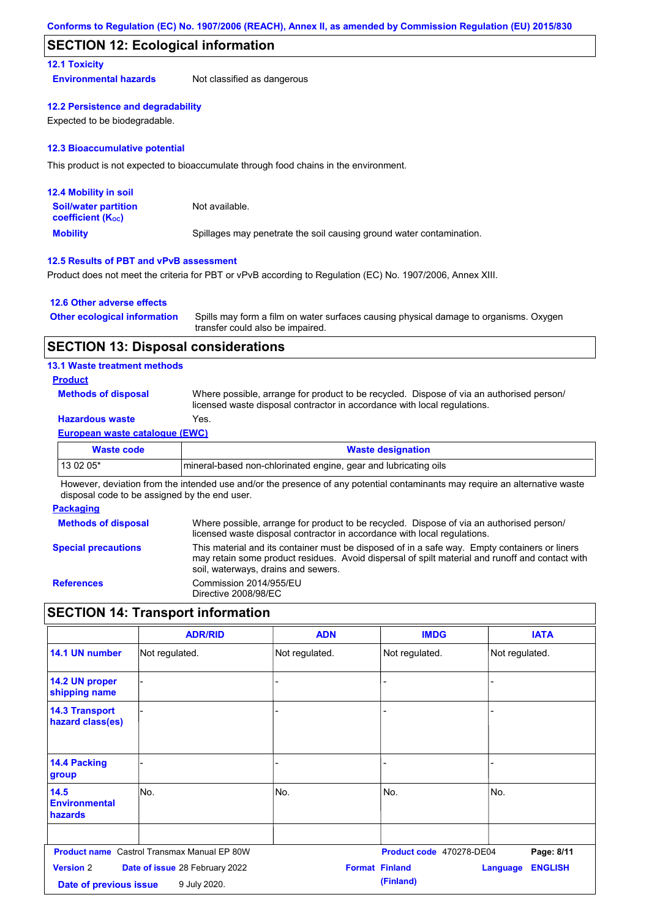## SECTION 12: Ecological information

### 12.1 Toxicity

**Environmental hazards** Not classified as dangerous

### 12.2 Persistence and degradability

Expected to be biodegradable.

### 12.3 Bioaccumulative potential

This product is not expected to bioaccumulate through food chains in the environment.

### 12.4 Mobility in soil

**Soil/water partition coefficient ($K_{OC}$)** Not available.

**Mobility** Spillages may penetrate the soil causing ground water contamination.

### 12.5 Results of PBT and vPvB assessment

Product does not meet the criteria for PBT or vPvB according to Regulation (EC) No. 1907/2006, Annex XIII.

### 12.6 Other adverse effects

**Other ecological information** Spills may form a film on water surfaces causing physical damage to organisms. Oxygen transfer could also be impaired.

## SECTION 13: Disposal considerations

### 13.1 Waste treatment methods

**Product**

**Methods of disposal** Where possible, arrange for product to be recycled. Dispose of via an authorised person/ licensed waste disposal contractor in accordance with local regulations.

**Hazardous waste** Yes.

**European waste catalogue (EWC)**

| Waste code | Waste designation |
|---|---|
| 13 02 05* | mineral-based non-chlorinated engine, gear and lubricating oils |

However, deviation from the intended use and/or the presence of any potential contaminants may require an alternative waste disposal code to be assigned by the end user.

**Packaging**

**Methods of disposal** Where possible, arrange for product to be recycled. Dispose of via an authorised person/ licensed waste disposal contractor in accordance with local regulations.

**Special precautions** This material and its container must be disposed of in a safe way. Empty containers or liners may retain some product residues. Avoid dispersal of spilt material and runoff and contact with soil, waterways, drains and sewers.

**References** Commission 2014/955/EU
Directive 2008/98/EC

## SECTION 14: Transport information

| | ADR/RID | ADN | IMDG | IATA |
|---|---|---|---|---|
| **14.1 UN number** | Not regulated. | Not regulated. | Not regulated. | Not regulated. |
| **14.2 UN proper shipping name** | - | - | - | - |
| **14.3 Transport hazard class(es)** | - | - | - | - |
| **14.4 Packing group** | - | - | - | - |
| **14.5 Environmental hazards** | No. | No. | No. | No. |
| | | | | |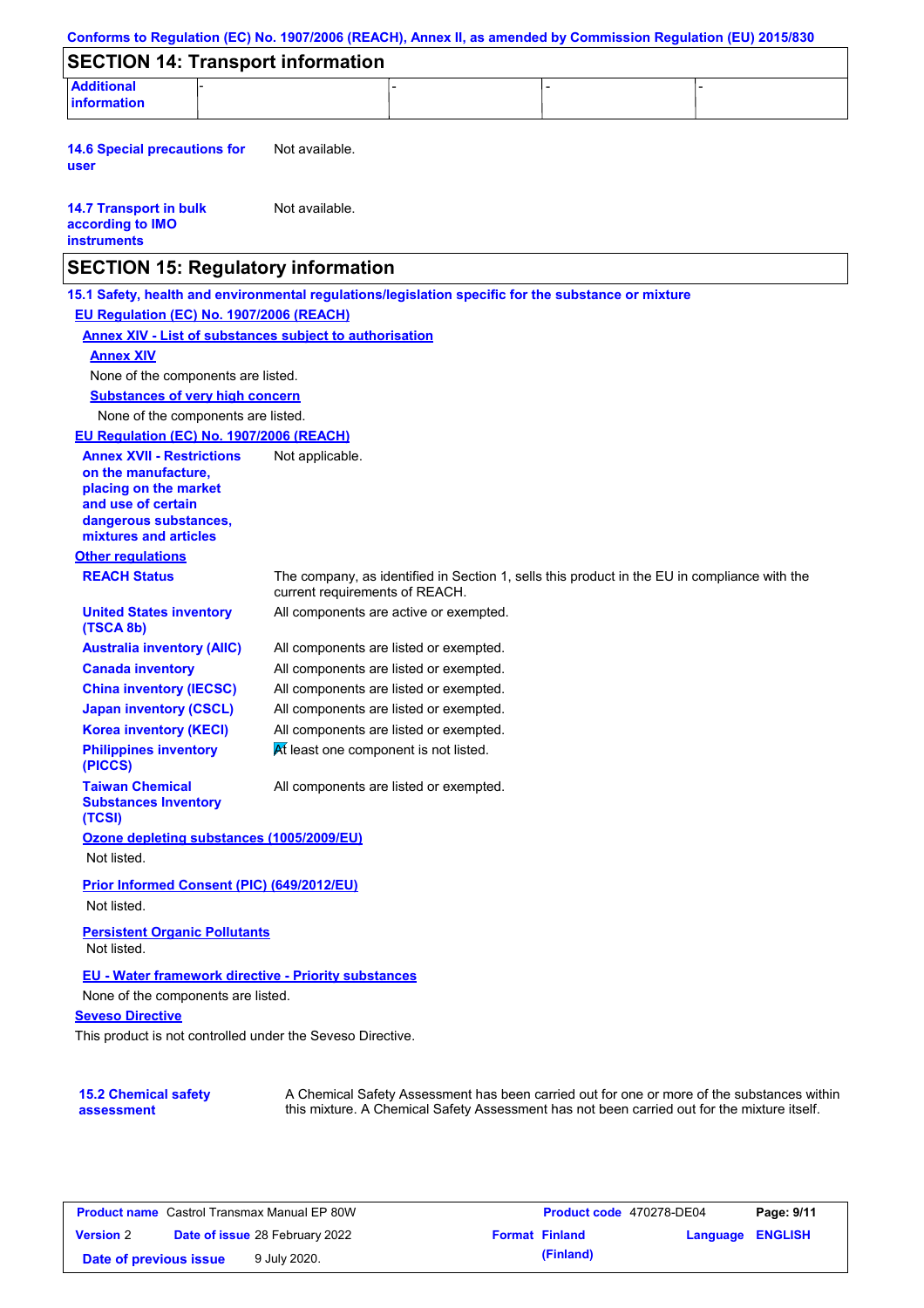## SECTION 14: Transport information

| Additional information | - | - | - | - |
|---|---|---|---|---|

**14.6 Special precautions for user** Not available.

**14.7 Transport in bulk according to IMO instruments** Not available.

## SECTION 15: Regulatory information

### 15.1 Safety, health and environmental regulations/legislation specific for the substance or mixture

**EU Regulation (EC) No. 1907/2006 (REACH)**

**Annex XIV - List of substances subject to authorisation**

**Annex XIV**

None of the components are listed.

**Substances of very high concern**

None of the components are listed.

**EU Regulation (EC) No. 1907/2006 (REACH)**

**Annex XVII - Restrictions on the manufacture, placing on the market and use of certain dangerous substances, mixtures and articles** Not applicable.

**Other regulations**

| | |
|---|---|
| **REACH Status** | The company, as identified in Section 1, sells this product in the EU in compliance with the current requirements of REACH. |
| **United States inventory (TSCA 8b)** | All components are active or exempted. |
| **Australia inventory (AIIC)** | All components are listed or exempted. |
| **Canada inventory** | All components are listed or exempted. |
| **China inventory (IECSC)** | All components are listed or exempted. |
| **Japan inventory (CSCL)** | All components are listed or exempted. |
| **Korea inventory (KECI)** | All components are listed or exempted. |
| **Philippines inventory (PICCS)** | At least one component is not listed. |
| **Taiwan Chemical Substances Inventory (TCSI)** | All components are listed or exempted. |

**Ozone depleting substances (1005/2009/EU)**

Not listed.

**Prior Informed Consent (PIC) (649/2012/EU)**

Not listed.

**Persistent Organic Pollutants**

Not listed.

**EU - Water framework directive - Priority substances**

None of the components are listed.

**Seveso Directive**

This product is not controlled under the Seveso Directive.

### 15.2 Chemical safety assessment

A Chemical Safety Assessment has been carried out for one or more of the substances within this mixture. A Chemical Safety Assessment has not been carried out for the mixture itself.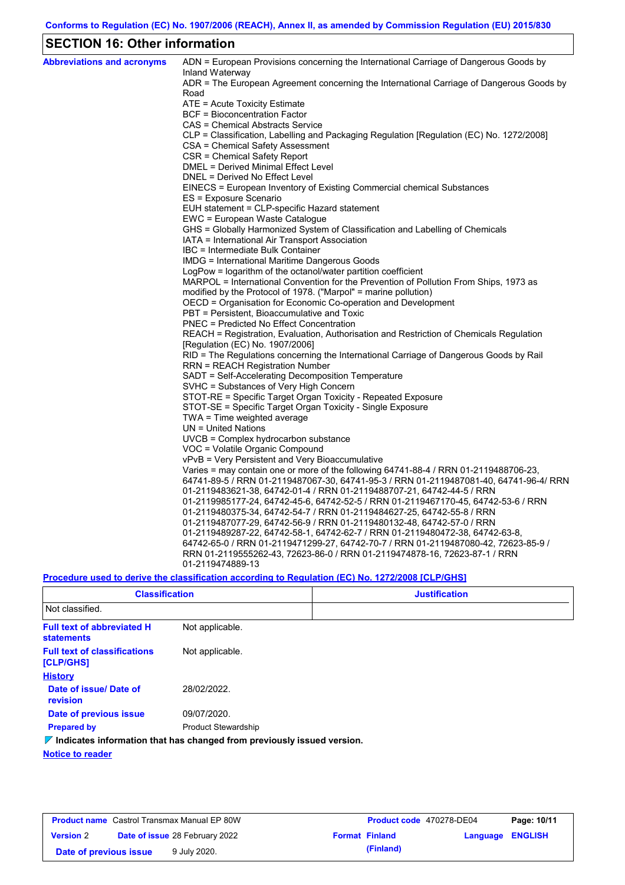Conforms to Regulation (EC) No. 1907/2006 (REACH), Annex II, as amended by Commission Regulation (EU) 2015/830

## SECTION 16: Other information

**Abbreviations and acronyms**

ADN = European Provisions concerning the International Carriage of Dangerous Goods by Inland Waterway
ADR = The European Agreement concerning the International Carriage of Dangerous Goods by Road
ATE = Acute Toxicity Estimate
BCF = Bioconcentration Factor
CAS = Chemical Abstracts Service
CLP = Classification, Labelling and Packaging Regulation [Regulation (EC) No. 1272/2008]
CSA = Chemical Safety Assessment
CSR = Chemical Safety Report
DMEL = Derived Minimal Effect Level
DNEL = Derived No Effect Level
EINECS = European Inventory of Existing Commercial chemical Substances
ES = Exposure Scenario
EUH statement = CLP-specific Hazard statement
EWC = European Waste Catalogue
GHS = Globally Harmonized System of Classification and Labelling of Chemicals
IATA = International Air Transport Association
IBC = Intermediate Bulk Container
IMDG = International Maritime Dangerous Goods
LogPow = logarithm of the octanol/water partition coefficient
MARPOL = International Convention for the Prevention of Pollution From Ships, 1973 as modified by the Protocol of 1978. ("Marpol" = marine pollution)
OECD = Organisation for Economic Co-operation and Development
PBT = Persistent, Bioaccumulative and Toxic
PNEC = Predicted No Effect Concentration
REACH = Registration, Evaluation, Authorisation and Restriction of Chemicals Regulation [Regulation (EC) No. 1907/2006]
RID = The Regulations concerning the International Carriage of Dangerous Goods by Rail
RRN = REACH Registration Number
SADT = Self-Accelerating Decomposition Temperature
SVHC = Substances of Very High Concern
STOT-RE = Specific Target Organ Toxicity - Repeated Exposure
STOT-SE = Specific Target Organ Toxicity - Single Exposure
TWA = Time weighted average
UN = United Nations
UVCB = Complex hydrocarbon substance
VOC = Volatile Organic Compound
vPvB = Very Persistent and Very Bioaccumulative
Varies = may contain one or more of the following 64741-88-4 / RRN 01-2119488706-23, 64741-89-5 / RRN 01-2119487067-30, 64741-95-3 / RRN 01-2119487081-40, 64741-96-4/ RRN 01-2119483621-38, 64742-01-4 / RRN 01-2119488707-21, 64742-44-5 / RRN 01-2119985177-24, 64742-45-6, 64742-52-5 / RRN 01-2119467170-45, 64742-53-6 / RRN 01-2119480375-34, 64742-54-7 / RRN 01-2119484627-25, 64742-55-8 / RRN 01-2119487077-29, 64742-56-9 / RRN 01-2119480132-48, 64742-57-0 / RRN 01-2119489287-22, 64742-58-1, 64742-62-7 / RRN 01-2119480472-38, 64742-63-8, 64742-65-0 / RRN 01-2119471299-27, 64742-70-7 / RRN 01-2119487080-42, 72623-85-9 / RRN 01-2119555262-43, 72623-86-0 / RRN 01-2119474878-16, 72623-87-1 / RRN 01-2119474889-13

**Procedure used to derive the classification according to Regulation (EC) No. 1272/2008 [CLP/GHS]**

| Classification | Justification |
|---|---|
| Not classified. | |

**Full text of abbreviated H statements**: Not applicable.

**Full text of classifications [CLP/GHS]**: Not applicable.

**History**

**Date of issue/ Date of revision**: 28/02/2022.

**Date of previous issue**: 09/07/2020.

**Prepared by**: Product Stewardship

**Indicates information that has changed from previously issued version.**

**Notice to reader**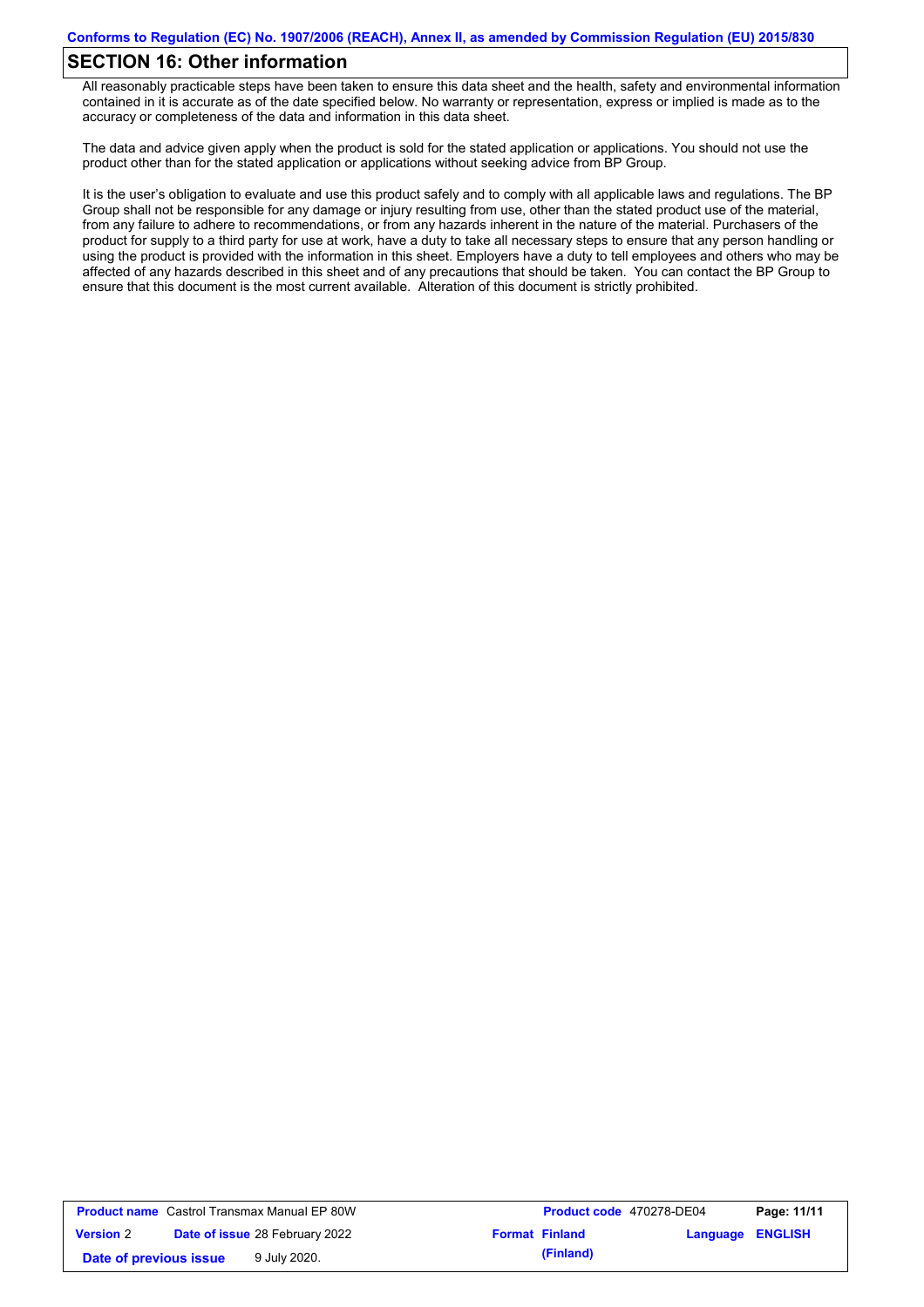## SECTION 16: Other information

All reasonably practicable steps have been taken to ensure this data sheet and the health, safety and environmental information contained in it is accurate as of the date specified below. No warranty or representation, express or implied is made as to the accuracy or completeness of the data and information in this data sheet.

The data and advice given apply when the product is sold for the stated application or applications. You should not use the product other than for the stated application or applications without seeking advice from BP Group.

It is the user's obligation to evaluate and use this product safely and to comply with all applicable laws and regulations. The BP Group shall not be responsible for any damage or injury resulting from use, other than the stated product use of the material, from any failure to adhere to recommendations, or from any hazards inherent in the nature of the material. Purchasers of the product for supply to a third party for use at work, have a duty to take all necessary steps to ensure that any person handling or using the product is provided with the information in this sheet. Employers have a duty to tell employees and others who may be affected of any hazards described in this sheet and of any precautions that should be taken. You can contact the BP Group to ensure that this document is the most current available. Alteration of this document is strictly prohibited.